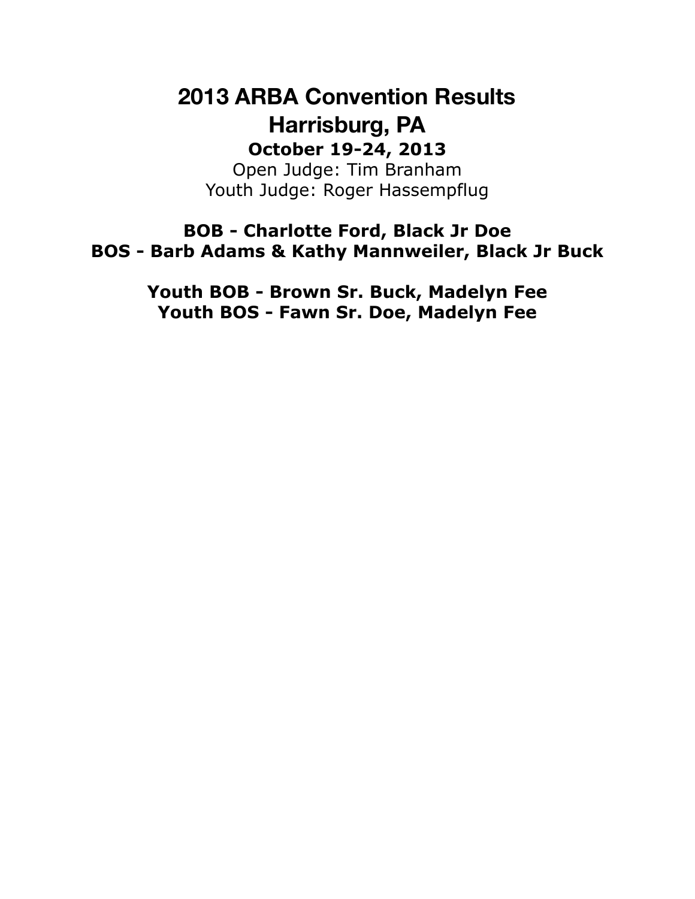# 2013 ARBA Convention Results
# Harrisburg, PA

**October 19-24, 2013**

Open Judge: Tim Branham
Youth Judge: Roger Hassempflug

**BOB - Charlotte Ford, Black Jr Doe**
**BOS - Barb Adams & Kathy Mannweiler, Black Jr Buck**

**Youth BOB - Brown Sr. Buck, Madelyn Fee**
**Youth BOS - Fawn Sr. Doe, Madelyn Fee**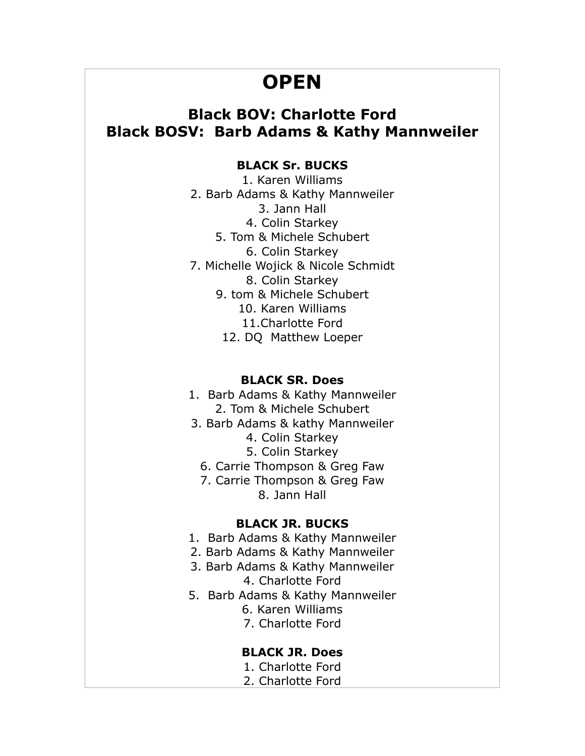# OPEN

## Black BOV: Charlotte Ford
## Black BOSV: Barb Adams & Kathy Mannweiler

**BLACK Sr. BUCKS**

1. Karen Williams
2. Barb Adams & Kathy Mannweiler
3. Jann Hall
4. Colin Starkey
5. Tom & Michele Schubert
6. Colin Starkey
7. Michelle Wojick & Nicole Schmidt
8. Colin Starkey
9. tom & Michele Schubert
10. Karen Williams
11. Charlotte Ford
12. DQ Matthew Loeper

**BLACK SR. Does**

1. Barb Adams & Kathy Mannweiler
2. Tom & Michele Schubert
3. Barb Adams & kathy Mannweiler
4. Colin Starkey
5. Colin Starkey
6. Carrie Thompson & Greg Faw
7. Carrie Thompson & Greg Faw
8. Jann Hall

**BLACK JR. BUCKS**

1. Barb Adams & Kathy Mannweiler
2. Barb Adams & Kathy Mannweiler
3. Barb Adams & Kathy Mannweiler
4. Charlotte Ford
5. Barb Adams & Kathy Mannweiler
6. Karen Williams
7. Charlotte Ford

**BLACK JR. Does**

1. Charlotte Ford
2. Charlotte Ford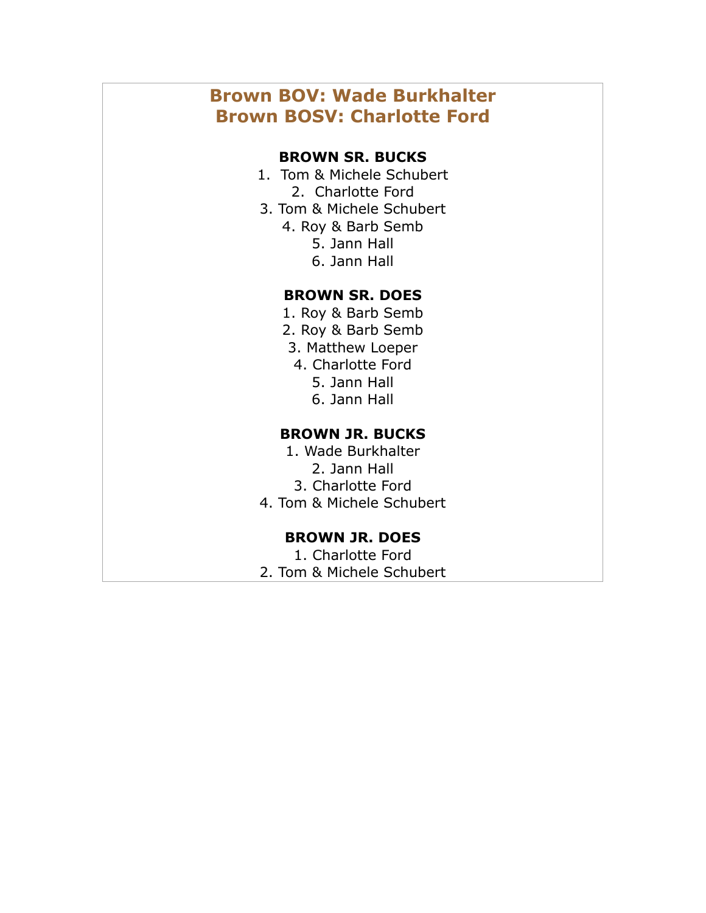## Brown BOV: Wade Burkhalter
## Brown BOSV: Charlotte Ford

**BROWN SR. BUCKS**

1. Tom & Michele Schubert
2. Charlotte Ford
3. Tom & Michele Schubert
4. Roy & Barb Semb
5. Jann Hall
6. Jann Hall

**BROWN SR. DOES**

1. Roy & Barb Semb
2. Roy & Barb Semb
3. Matthew Loeper
4. Charlotte Ford
5. Jann Hall
6. Jann Hall

**BROWN JR. BUCKS**

1. Wade Burkhalter
2. Jann Hall
3. Charlotte Ford
4. Tom & Michele Schubert

**BROWN JR. DOES**

1. Charlotte Ford
2. Tom & Michele Schubert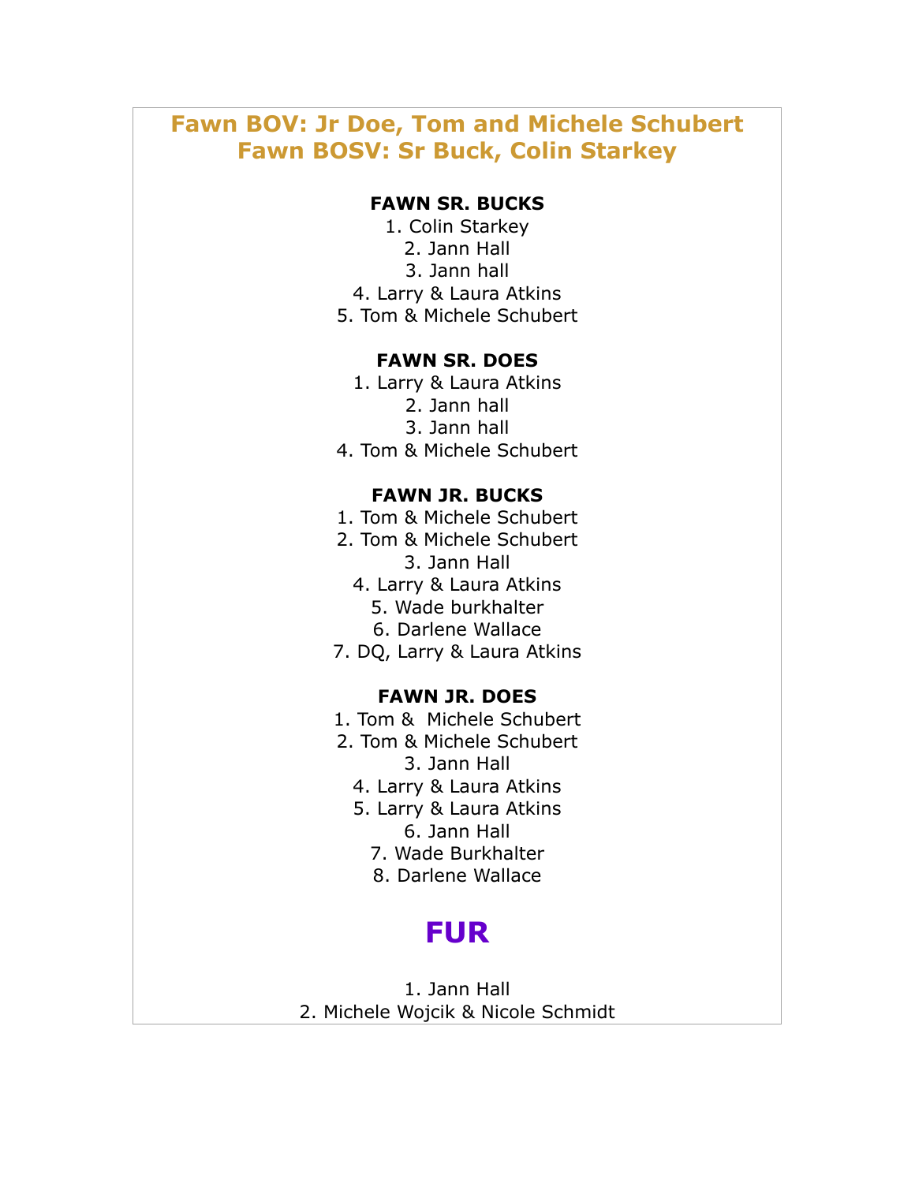## Fawn BOV: Jr Doe, Tom and Michele Schubert
## Fawn BOSV: Sr Buck, Colin Starkey

**FAWN SR. BUCKS**

1. Colin Starkey
2. Jann Hall
3. Jann hall
4. Larry & Laura Atkins
5. Tom & Michele Schubert

**FAWN SR. DOES**

1. Larry & Laura Atkins
2. Jann hall
3. Jann hall
4. Tom & Michele Schubert

**FAWN JR. BUCKS**

1. Tom & Michele Schubert
2. Tom & Michele Schubert
3. Jann Hall
4. Larry & Laura Atkins
5. Wade burkhalter
6. Darlene Wallace
7. DQ, Larry & Laura Atkins

**FAWN JR. DOES**

1. Tom & Michele Schubert
2. Tom & Michele Schubert
3. Jann Hall
4. Larry & Laura Atkins
5. Larry & Laura Atkins
6. Jann Hall
7. Wade Burkhalter
8. Darlene Wallace

# FUR

1. Jann Hall
2. Michele Wojcik & Nicole Schmidt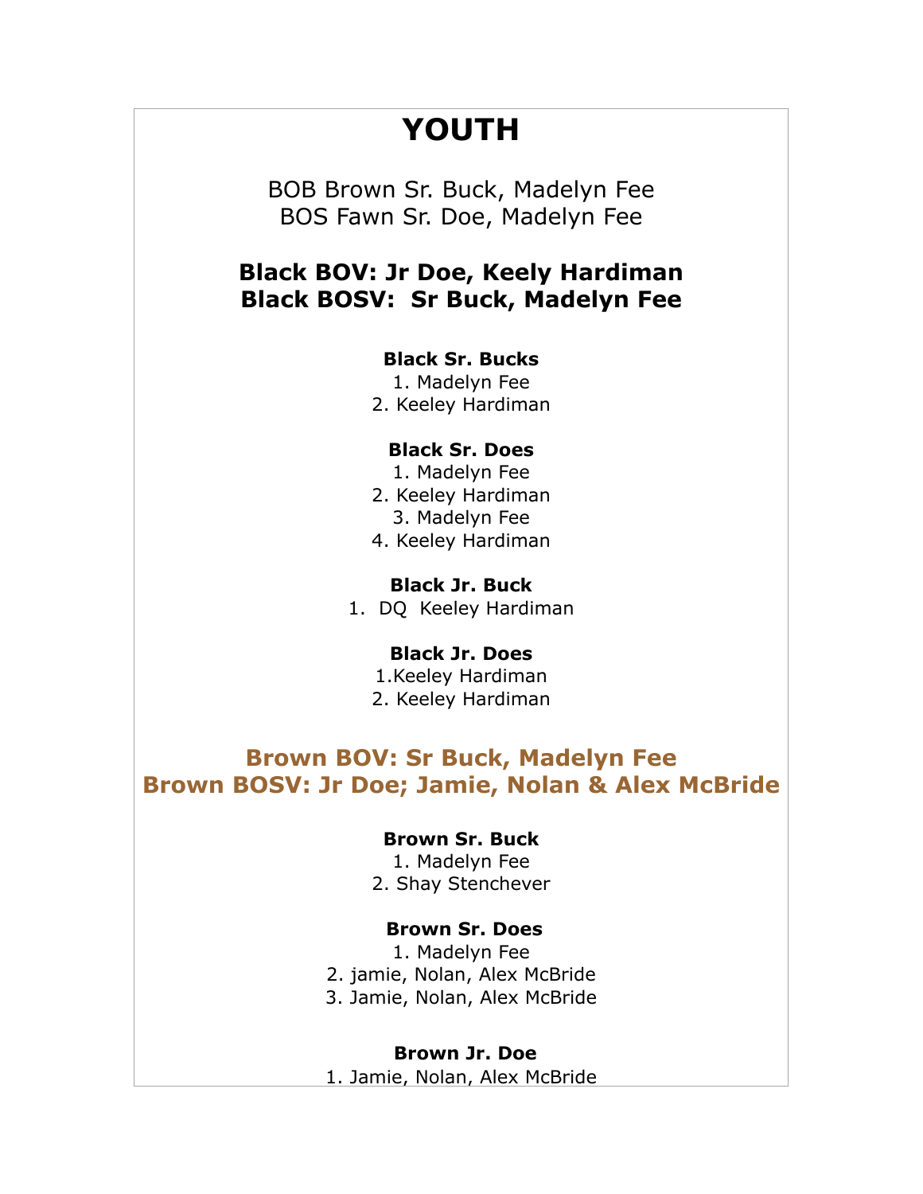# YOUTH

BOB Brown Sr. Buck, Madelyn Fee
BOS Fawn Sr. Doe, Madelyn Fee

**Black BOV: Jr Doe, Keely Hardiman**
**Black BOSV: Sr Buck, Madelyn Fee**

**Black Sr. Bucks**

1. Madelyn Fee
2. Keeley Hardiman

**Black Sr. Does**

1. Madelyn Fee
2. Keeley Hardiman
3. Madelyn Fee
4. Keeley Hardiman

**Black Jr. Buck**

1. DQ Keeley Hardiman

**Black Jr. Does**

1. Keeley Hardiman
2. Keeley Hardiman

**Brown BOV: Sr Buck, Madelyn Fee**
**Brown BOSV: Jr Doe; Jamie, Nolan & Alex McBride**

**Brown Sr. Buck**

1. Madelyn Fee
2. Shay Stenchever

**Brown Sr. Does**

1. Madelyn Fee
2. jamie, Nolan, Alex McBride
3. Jamie, Nolan, Alex McBride

**Brown Jr. Doe**

1. Jamie, Nolan, Alex McBride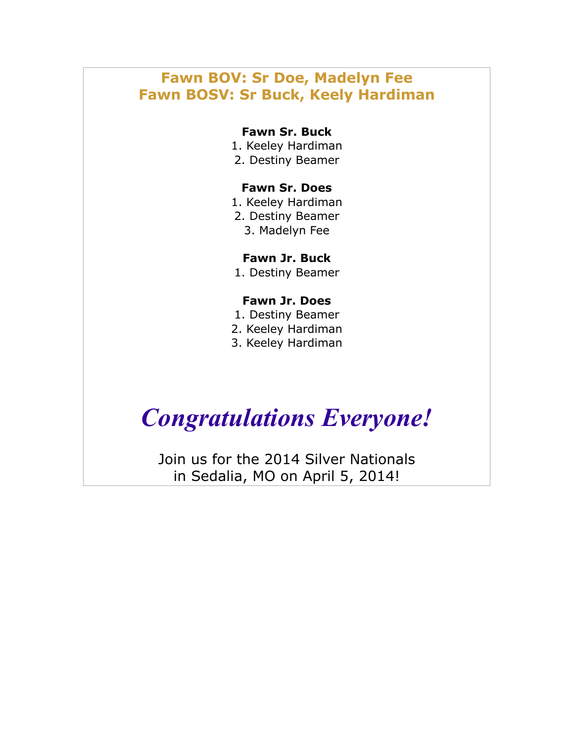## Fawn BOV: Sr Doe, Madelyn Fee
## Fawn BOSV: Sr Buck, Keely Hardiman

**Fawn Sr. Buck**

1. Keeley Hardiman
2. Destiny Beamer

**Fawn Sr. Does**

1. Keeley Hardiman
2. Destiny Beamer
3. Madelyn Fee

**Fawn Jr. Buck**

1. Destiny Beamer

**Fawn Jr. Does**

1. Destiny Beamer
2. Keeley Hardiman
3. Keeley Hardiman

# *Congratulations Everyone!*

Join us for the 2014 Silver Nationals
in Sedalia, MO on April 5, 2014!